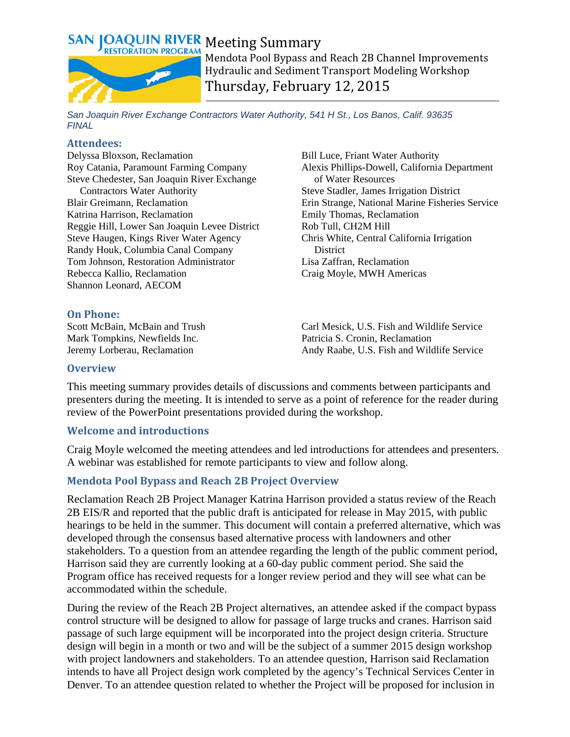# Meeting Summary

Mendota Pool Bypass and Reach 2B Channel Improvements
Hydraulic and Sediment Transport Modeling Workshop

Thursday, February 12, 2015

*San Joaquin River Exchange Contractors Water Authority, 541 H St., Los Banos, Calif. 93635*
*FINAL*

## Attendees:

Delyssa Bloxson, Reclamation
Roy Catania, Paramount Farming Company
Steve Chedester, San Joaquin River Exchange Contractors Water Authority
Blair Greimann, Reclamation
Katrina Harrison, Reclamation
Reggie Hill, Lower San Joaquin Levee District
Steve Haugen, Kings River Water Agency
Randy Houk, Columbia Canal Company
Tom Johnson, Restoration Administrator
Rebecca Kallio, Reclamation
Shannon Leonard, AECOM
Bill Luce, Friant Water Authority
Alexis Phillips-Dowell, California Department of Water Resources
Steve Stadler, James Irrigation District
Erin Strange, National Marine Fisheries Service
Emily Thomas, Reclamation
Rob Tull, CH2M Hill
Chris White, Central California Irrigation District
Lisa Zaffran, Reclamation
Craig Moyle, MWH Americas

## On Phone:

Scott McBain, McBain and Trush
Mark Tompkins, Newfields Inc.
Jeremy Lorberau, Reclamation
Carl Mesick, U.S. Fish and Wildlife Service
Patricia S. Cronin, Reclamation
Andy Raabe, U.S. Fish and Wildlife Service

## Overview

This meeting summary provides details of discussions and comments between participants and presenters during the meeting. It is intended to serve as a point of reference for the reader during review of the PowerPoint presentations provided during the workshop.

## Welcome and introductions

Craig Moyle welcomed the meeting attendees and led introductions for attendees and presenters. A webinar was established for remote participants to view and follow along.

## Mendota Pool Bypass and Reach 2B Project Overview

Reclamation Reach 2B Project Manager Katrina Harrison provided a status review of the Reach 2B EIS/R and reported that the public draft is anticipated for release in May 2015, with public hearings to be held in the summer. This document will contain a preferred alternative, which was developed through the consensus based alternative process with landowners and other stakeholders. To a question from an attendee regarding the length of the public comment period, Harrison said they are currently looking at a 60-day public comment period. She said the Program office has received requests for a longer review period and they will see what can be accommodated within the schedule.

During the review of the Reach 2B Project alternatives, an attendee asked if the compact bypass control structure will be designed to allow for passage of large trucks and cranes. Harrison said passage of such large equipment will be incorporated into the project design criteria. Structure design will begin in a month or two and will be the subject of a summer 2015 design workshop with project landowners and stakeholders. To an attendee question, Harrison said Reclamation intends to have all Project design work completed by the agency's Technical Services Center in Denver. To an attendee question related to whether the Project will be proposed for inclusion in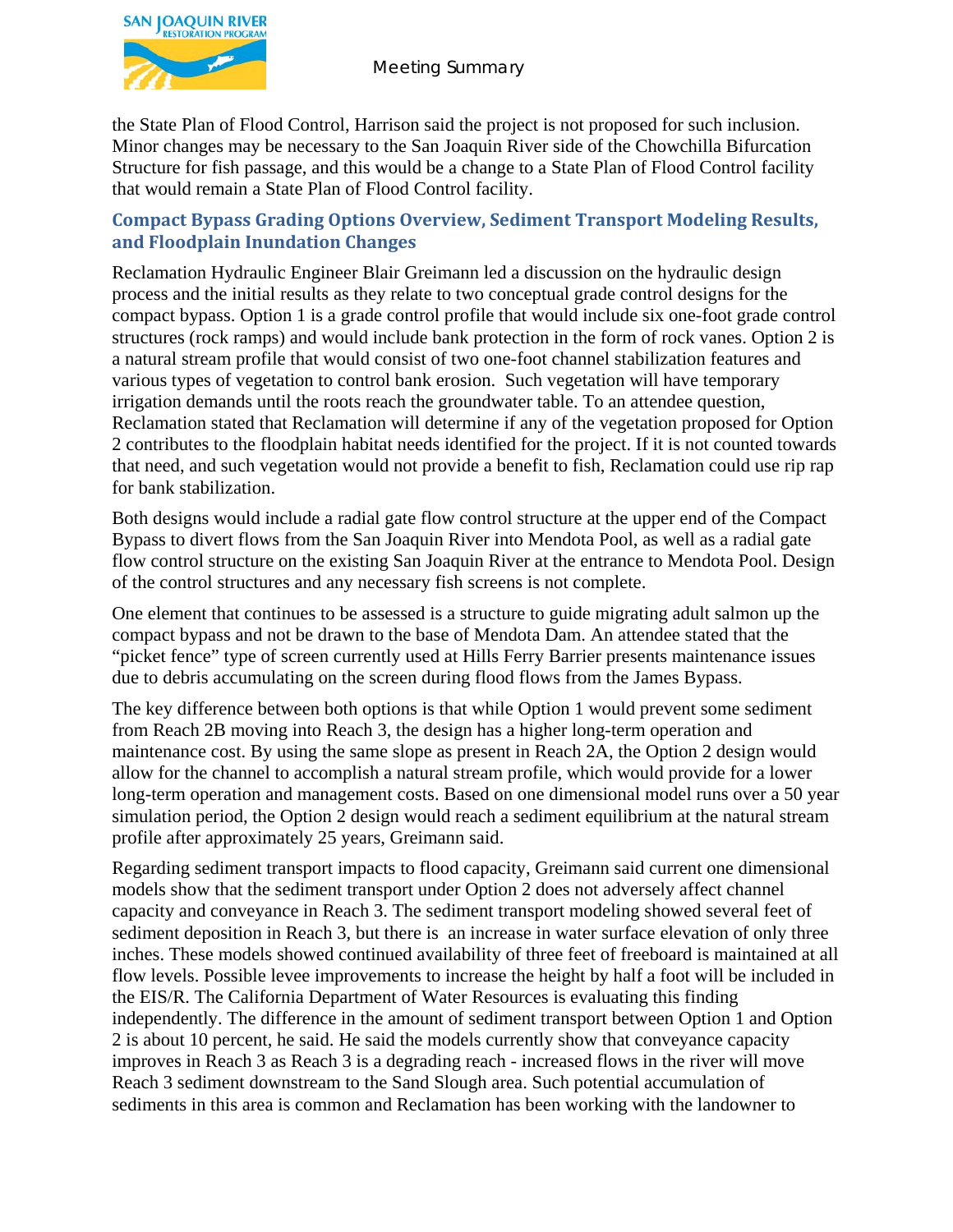the State Plan of Flood Control, Harrison said the project is not proposed for such inclusion. Minor changes may be necessary to the San Joaquin River side of the Chowchilla Bifurcation Structure for fish passage, and this would be a change to a State Plan of Flood Control facility that would remain a State Plan of Flood Control facility.

## Compact Bypass Grading Options Overview, Sediment Transport Modeling Results, and Floodplain Inundation Changes

Reclamation Hydraulic Engineer Blair Greimann led a discussion on the hydraulic design process and the initial results as they relate to two conceptual grade control designs for the compact bypass. Option 1 is a grade control profile that would include six one-foot grade control structures (rock ramps) and would include bank protection in the form of rock vanes. Option 2 is a natural stream profile that would consist of two one-foot channel stabilization features and various types of vegetation to control bank erosion. Such vegetation will have temporary irrigation demands until the roots reach the groundwater table. To an attendee question, Reclamation stated that Reclamation will determine if any of the vegetation proposed for Option 2 contributes to the floodplain habitat needs identified for the project. If it is not counted towards that need, and such vegetation would not provide a benefit to fish, Reclamation could use rip rap for bank stabilization.

Both designs would include a radial gate flow control structure at the upper end of the Compact Bypass to divert flows from the San Joaquin River into Mendota Pool, as well as a radial gate flow control structure on the existing San Joaquin River at the entrance to Mendota Pool. Design of the control structures and any necessary fish screens is not complete.

One element that continues to be assessed is a structure to guide migrating adult salmon up the compact bypass and not be drawn to the base of Mendota Dam. An attendee stated that the "picket fence" type of screen currently used at Hills Ferry Barrier presents maintenance issues due to debris accumulating on the screen during flood flows from the James Bypass.

The key difference between both options is that while Option 1 would prevent some sediment from Reach 2B moving into Reach 3, the design has a higher long-term operation and maintenance cost. By using the same slope as present in Reach 2A, the Option 2 design would allow for the channel to accomplish a natural stream profile, which would provide for a lower long-term operation and management costs. Based on one dimensional model runs over a 50 year simulation period, the Option 2 design would reach a sediment equilibrium at the natural stream profile after approximately 25 years, Greimann said.

Regarding sediment transport impacts to flood capacity, Greimann said current one dimensional models show that the sediment transport under Option 2 does not adversely affect channel capacity and conveyance in Reach 3. The sediment transport modeling showed several feet of sediment deposition in Reach 3, but there is an increase in water surface elevation of only three inches. These models showed continued availability of three feet of freeboard is maintained at all flow levels. Possible levee improvements to increase the height by half a foot will be included in the EIS/R. The California Department of Water Resources is evaluating this finding independently. The difference in the amount of sediment transport between Option 1 and Option 2 is about 10 percent, he said. He said the models currently show that conveyance capacity improves in Reach 3 as Reach 3 is a degrading reach - increased flows in the river will move Reach 3 sediment downstream to the Sand Slough area. Such potential accumulation of sediments in this area is common and Reclamation has been working with the landowner to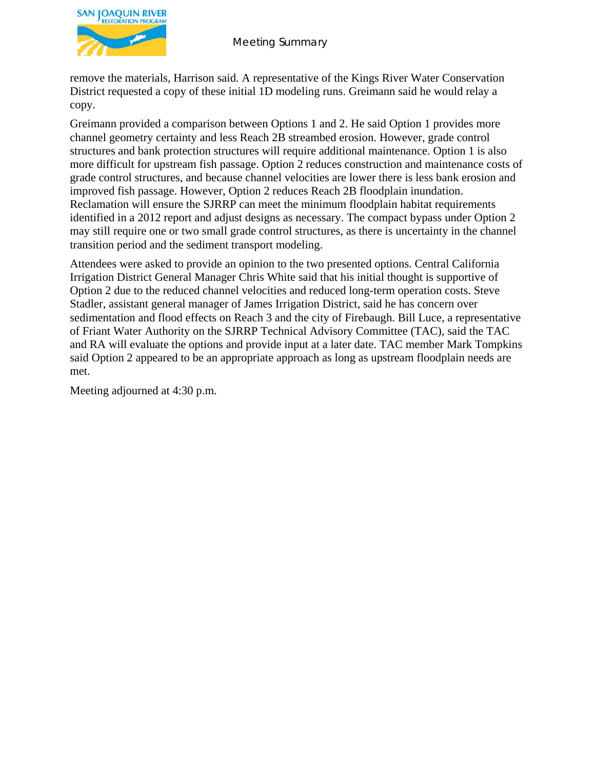remove the materials, Harrison said. A representative of the Kings River Water Conservation District requested a copy of these initial 1D modeling runs. Greimann said he would relay a copy.

Greimann provided a comparison between Options 1 and 2. He said Option 1 provides more channel geometry certainty and less Reach 2B streambed erosion. However, grade control structures and bank protection structures will require additional maintenance. Option 1 is also more difficult for upstream fish passage. Option 2 reduces construction and maintenance costs of grade control structures, and because channel velocities are lower there is less bank erosion and improved fish passage. However, Option 2 reduces Reach 2B floodplain inundation. Reclamation will ensure the SJRRP can meet the minimum floodplain habitat requirements identified in a 2012 report and adjust designs as necessary. The compact bypass under Option 2 may still require one or two small grade control structures, as there is uncertainty in the channel transition period and the sediment transport modeling.

Attendees were asked to provide an opinion to the two presented options. Central California Irrigation District General Manager Chris White said that his initial thought is supportive of Option 2 due to the reduced channel velocities and reduced long-term operation costs. Steve Stadler, assistant general manager of James Irrigation District, said he has concern over sedimentation and flood effects on Reach 3 and the city of Firebaugh. Bill Luce, a representative of Friant Water Authority on the SJRRP Technical Advisory Committee (TAC), said the TAC and RA will evaluate the options and provide input at a later date. TAC member Mark Tompkins said Option 2 appeared to be an appropriate approach as long as upstream floodplain needs are met.

Meeting adjourned at 4:30 p.m.